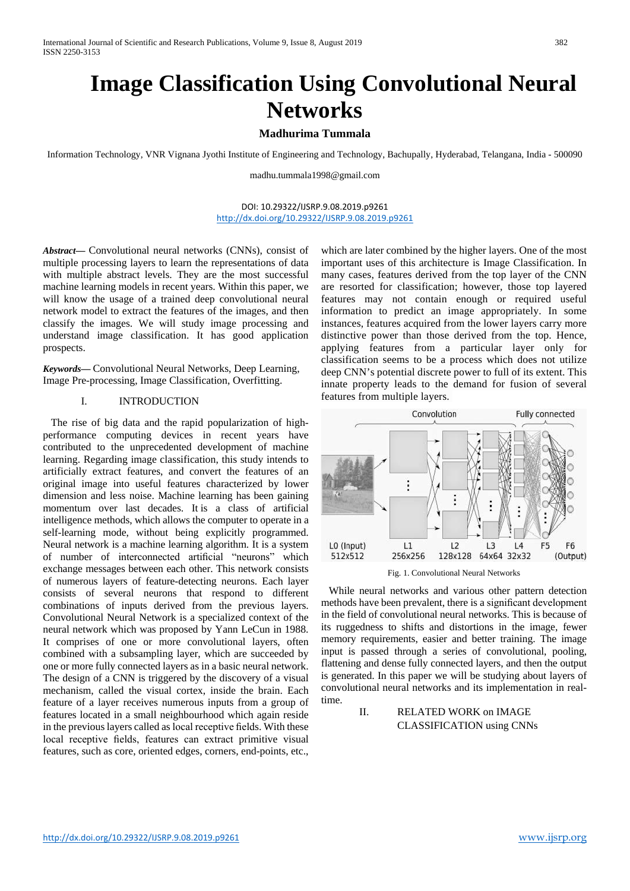# Image Classification Using Convolutional Neural Networks

**Madhurima Tummala**

Information Technology, VNR Vignana Jyothi Institute of Engineering and Technology, Bachupally, Hyderabad, Telangana, India - 500090

madhu.tummala1998@gmail.com

DOI: 10.29322/IJSRP.9.08.2019.p9261
http://dx.doi.org/10.29322/IJSRP.9.08.2019.p9261

***Abstract—*** Convolutional neural networks (CNNs), consist of multiple processing layers to learn the representations of data with multiple abstract levels. They are the most successful machine learning models in recent years. Within this paper, we will know the usage of a trained deep convolutional neural network model to extract the features of the images, and then classify the images. We will study image processing and understand image classification. It has good application prospects.

***Keywords—*** Convolutional Neural Networks, Deep Learning, Image Pre-processing, Image Classification, Overfitting.

## I. INTRODUCTION

The rise of big data and the rapid popularization of high-performance computing devices in recent years have contributed to the unprecedented development of machine learning. Regarding image classification, this study intends to artificially extract features, and convert the features of an original image into useful features characterized by lower dimension and less noise. Machine learning has been gaining momentum over last decades. It is a class of artificial intelligence methods, which allows the computer to operate in a self-learning mode, without being explicitly programmed. Neural network is a machine learning algorithm. It is a system of number of interconnected artificial "neurons" which exchange messages between each other. This network consists of numerous layers of feature-detecting neurons. Each layer consists of several neurons that respond to different combinations of inputs derived from the previous layers. Convolutional Neural Network is a specialized context of the neural network which was proposed by Yann LeCun in 1988. It comprises of one or more convolutional layers, often combined with a subsampling layer, which are succeeded by one or more fully connected layers as in a basic neural network. The design of a CNN is triggered by the discovery of a visual mechanism, called the visual cortex, inside the brain. Each feature of a layer receives numerous inputs from a group of features located in a small neighbourhood which again reside in the previous layers called as local receptive fields. With these local receptive fields, features can extract primitive visual features, such as core, oriented edges, corners, end-points, etc., which are later combined by the higher layers. One of the most important uses of this architecture is Image Classification. In many cases, features derived from the top layer of the CNN are resorted for classification; however, those top layered features may not contain enough or required useful information to predict an image appropriately. In some instances, features acquired from the lower layers carry more distinctive power than those derived from the top. Hence, applying features from a particular layer only for classification seems to be a process which does not utilize deep CNN's potential discrete power to full of its extent. This innate property leads to the demand for fusion of several features from multiple layers.

Fig. 1. Convolutional Neural Networks

While neural networks and various other pattern detection methods have been prevalent, there is a significant development in the field of convolutional neural networks. This is because of its ruggedness to shifts and distortions in the image, fewer memory requirements, easier and better training. The image input is passed through a series of convolutional, pooling, flattening and dense fully connected layers, and then the output is generated. In this paper we will be studying about layers of convolutional neural networks and its implementation in real-time.

## II. RELATED WORK on IMAGE CLASSIFICATION using CNNs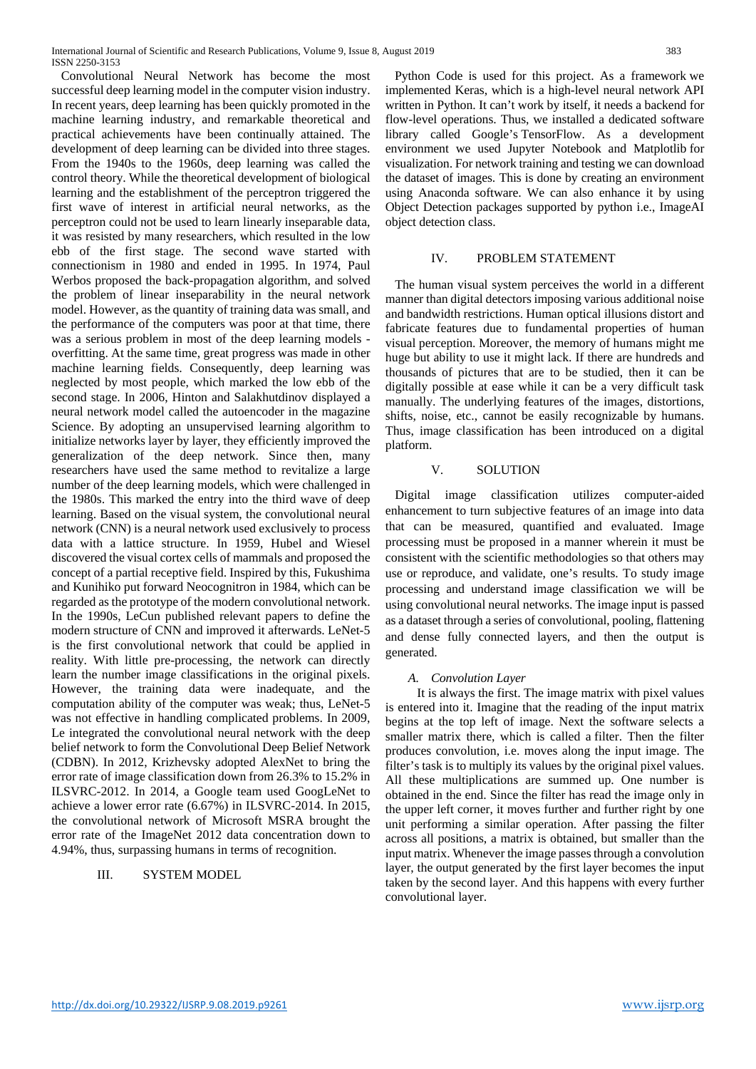Convolutional Neural Network has become the most successful deep learning model in the computer vision industry. In recent years, deep learning has been quickly promoted in the machine learning industry, and remarkable theoretical and practical achievements have been continually attained. The development of deep learning can be divided into three stages. From the 1940s to the 1960s, deep learning was called the control theory. While the theoretical development of biological learning and the establishment of the perceptron triggered the first wave of interest in artificial neural networks, as the perceptron could not be used to learn linearly inseparable data, it was resisted by many researchers, which resulted in the low ebb of the first stage. The second wave started with connectionism in 1980 and ended in 1995. In 1974, Paul Werbos proposed the back-propagation algorithm, and solved the problem of linear inseparability in the neural network model. However, as the quantity of training data was small, and the performance of the computers was poor at that time, there was a serious problem in most of the deep learning models - overfitting. At the same time, great progress was made in other machine learning fields. Consequently, deep learning was neglected by most people, which marked the low ebb of the second stage. In 2006, Hinton and Salakhutdinov displayed a neural network model called the autoencoder in the magazine Science. By adopting an unsupervised learning algorithm to initialize networks layer by layer, they efficiently improved the generalization of the deep network. Since then, many researchers have used the same method to revitalize a large number of the deep learning models, which were challenged in the 1980s. This marked the entry into the third wave of deep learning. Based on the visual system, the convolutional neural network (CNN) is a neural network used exclusively to process data with a lattice structure. In 1959, Hubel and Wiesel discovered the visual cortex cells of mammals and proposed the concept of a partial receptive field. Inspired by this, Fukushima and Kunihiko put forward Neocognitron in 1984, which can be regarded as the prototype of the modern convolutional network. In the 1990s, LeCun published relevant papers to define the modern structure of CNN and improved it afterwards. LeNet-5 is the first convolutional network that could be applied in reality. With little pre-processing, the network can directly learn the number image classifications in the original pixels. However, the training data were inadequate, and the computation ability of the computer was weak; thus, LeNet-5 was not effective in handling complicated problems. In 2009, Le integrated the convolutional neural network with the deep belief network to form the Convolutional Deep Belief Network (CDBN). In 2012, Krizhevsky adopted AlexNet to bring the error rate of image classification down from 26.3% to 15.2% in ILSVRC-2012. In 2014, a Google team used GoogLeNet to achieve a lower error rate (6.67%) in ILSVRC-2014. In 2015, the convolutional network of Microsoft MSRA brought the error rate of the ImageNet 2012 data concentration down to 4.94%, thus, surpassing humans in terms of recognition.

## III. SYSTEM MODEL

Python Code is used for this project. As a framework we implemented Keras, which is a high-level neural network API written in Python. It can't work by itself, it needs a backend for flow-level operations. Thus, we installed a dedicated software library called Google's TensorFlow. As a development environment we used Jupyter Notebook and Matplotlib for visualization. For network training and testing we can download the dataset of images. This is done by creating an environment using Anaconda software. We can also enhance it by using Object Detection packages supported by python i.e., ImageAI object detection class.

## IV. PROBLEM STATEMENT

The human visual system perceives the world in a different manner than digital detectors imposing various additional noise and bandwidth restrictions. Human optical illusions distort and fabricate features due to fundamental properties of human visual perception. Moreover, the memory of humans might me huge but ability to use it might lack. If there are hundreds and thousands of pictures that are to be studied, then it can be digitally possible at ease while it can be a very difficult task manually. The underlying features of the images, distortions, shifts, noise, etc., cannot be easily recognizable by humans. Thus, image classification has been introduced on a digital platform.

## V. SOLUTION

Digital image classification utilizes computer-aided enhancement to turn subjective features of an image into data that can be measured, quantified and evaluated. Image processing must be proposed in a manner wherein it must be consistent with the scientific methodologies so that others may use or reproduce, and validate, one's results. To study image processing and understand image classification we will be using convolutional neural networks. The image input is passed as a dataset through a series of convolutional, pooling, flattening and dense fully connected layers, and then the output is generated.

### *A. Convolution Layer*

It is always the first. The image matrix with pixel values is entered into it. Imagine that the reading of the input matrix begins at the top left of image. Next the software selects a smaller matrix there, which is called a filter. Then the filter produces convolution, i.e. moves along the input image. The filter's task is to multiply its values by the original pixel values. All these multiplications are summed up. One number is obtained in the end. Since the filter has read the image only in the upper left corner, it moves further and further right by one unit performing a similar operation. After passing the filter across all positions, a matrix is obtained, but smaller than the input matrix. Whenever the image passes through a convolution layer, the output generated by the first layer becomes the input taken by the second layer. And this happens with every further convolutional layer.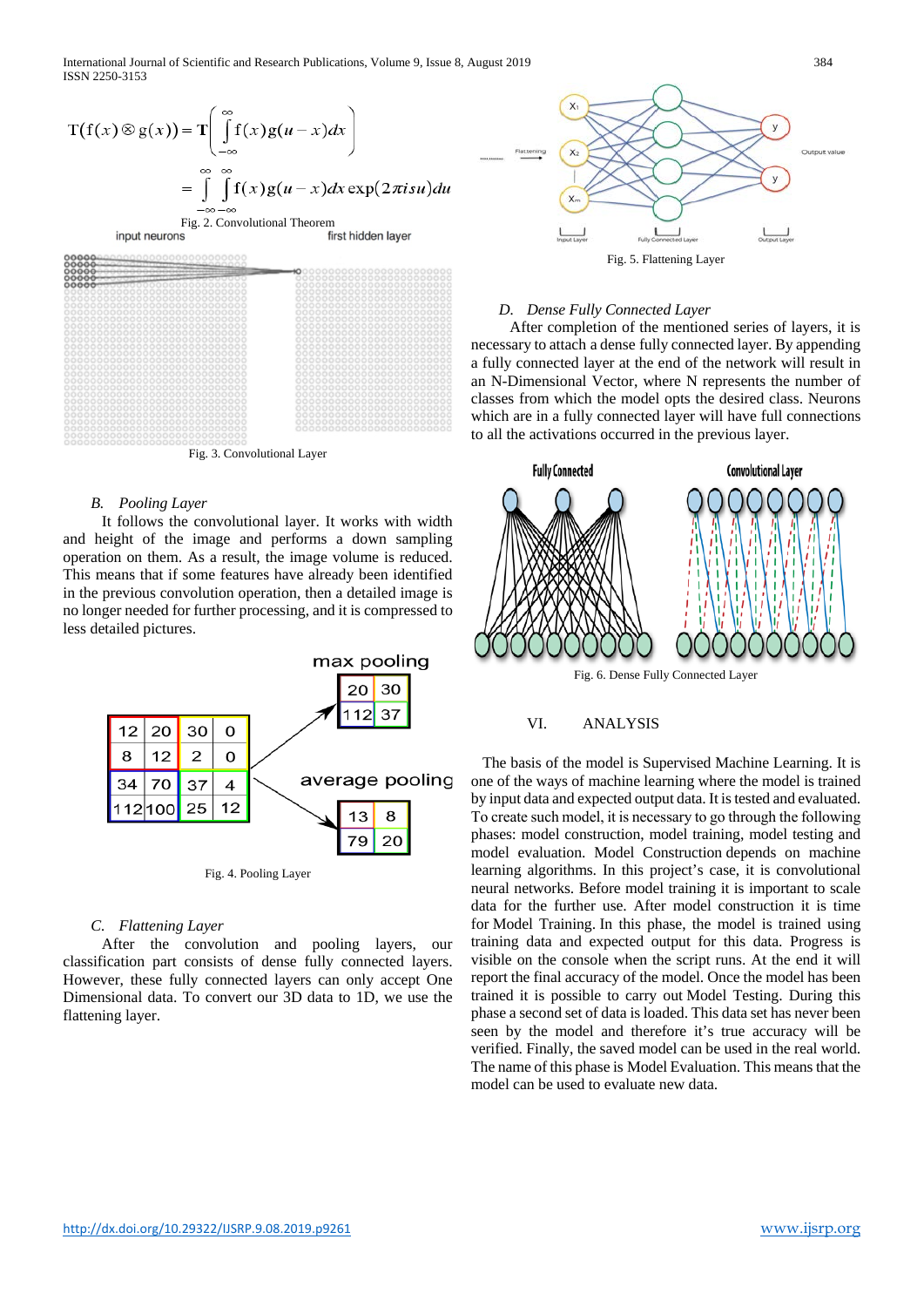$$T(f(x) \otimes g(x)) = \mathbf{T}\left(\int_{-\infty}^{\infty} f(x)g(u-x)dx\right)$$

$$= \int_{-\infty}^{\infty}\int_{-\infty}^{\infty} f(x)g(u-x)dx \exp(2\pi isu)du$$

Fig. 2. Convolutional Theorem

Fig. 3. Convolutional Layer

### B. Pooling Layer

It follows the convolutional layer. It works with width and height of the image and performs a down sampling operation on them. As a result, the image volume is reduced. This means that if some features have already been identified in the previous convolution operation, then a detailed image is no longer needed for further processing, and it is compressed to less detailed pictures.

Fig. 4. Pooling Layer

### C. Flattening Layer

After the convolution and pooling layers, our classification part consists of dense fully connected layers. However, these fully connected layers can only accept One Dimensional data. To convert our 3D data to 1D, we use the flattening layer.

Fig. 5. Flattening Layer

### D. Dense Fully Connected Layer

After completion of the mentioned series of layers, it is necessary to attach a dense fully connected layer. By appending a fully connected layer at the end of the network will result in an N-Dimensional Vector, where N represents the number of classes from which the model opts the desired class. Neurons which are in a fully connected layer will have full connections to all the activations occurred in the previous layer.

Fig. 6. Dense Fully Connected Layer

## VI. ANALYSIS

The basis of the model is Supervised Machine Learning. It is one of the ways of machine learning where the model is trained by input data and expected output data. It is tested and evaluated. To create such model, it is necessary to go through the following phases: model construction, model training, model testing and model evaluation. Model Construction depends on machine learning algorithms. In this project's case, it is convolutional neural networks. Before model training it is important to scale data for the further use. After model construction it is time for Model Training. In this phase, the model is trained using training data and expected output for this data. Progress is visible on the console when the script runs. At the end it will report the final accuracy of the model. Once the model has been trained it is possible to carry out Model Testing. During this phase a second set of data is loaded. This data set has never been seen by the model and therefore it's true accuracy will be verified. Finally, the saved model can be used in the real world. The name of this phase is Model Evaluation. This means that the model can be used to evaluate new data.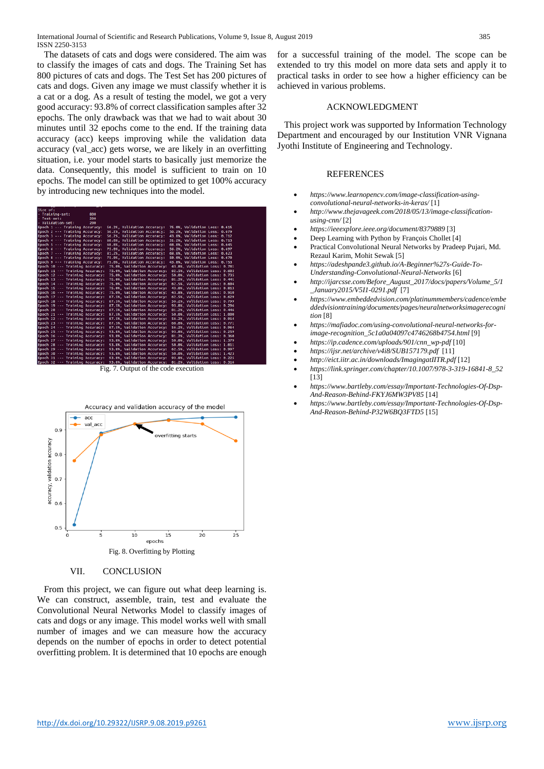The datasets of cats and dogs were considered. The aim was to classify the images of cats and dogs. The Training Set has 800 pictures of cats and dogs. The Test Set has 200 pictures of cats and dogs. Given any image we must classify whether it is a cat or a dog. As a result of testing the model, we got a very good accuracy: 93.8% of correct classification samples after 32 epochs. The only drawback was that we had to wait about 30 minutes until 32 epochs come to the end. If the training data accuracy (acc) keeps improving while the validation data accuracy (val_acc) gets worse, we are likely in an overfitting situation, i.e. your model starts to basically just memorize the data. Consequently, this model is sufficient to train on 10 epochs. The model can still be optimized to get 100% accuracy by introducing new techniques into the model.

```
Size of:
- Training-set:     800
- Test-set:         200
- Validation-set:   200
Epoch 1 --- Training Accuracy:  54.2%, Validation Accuracy:  75.0%, Validation Loss: 0.615
Epoch 2 --- Training Accuracy:  56.2%, Validation Accuracy:  50.2%, Validation Loss: 0.679
Epoch 3 --- Training Accuracy:  56.2%, Validation Accuracy:  43.8%, Validation Loss: 0.712
Epoch 4 --- Training Accuracy:  68.8%, Validation Accuracy:  31.2%, Validation Loss: 0.713
Epoch 5 --- Training Accuracy:  68.8%, Validation Accuracy:  68.8%, Validation Loss: 0.645
Epoch 6 --- Training Accuracy:  75.0%, Validation Accuracy:  50.2%, Validation Loss: 0.697
Epoch 7 --- Training Accuracy:  81.2%, Validation Accuracy:  68.8%, Validation Loss: 0.623
Epoch 8 --- Training Accuracy:  75.0%, Validation Accuracy:  50.0%, Validation Loss: 0.670
Epoch 9 --- Training Accuracy:  75.0%, Validation Accuracy:  43.8%, Validation Loss: 0.733
Epoch 10 --- Training Accuracy:  75.0%, Validation Accuracy:  43.8%, Validation Loss: 0.781
Epoch 11 --- Training Accuracy:  75.0%, Validation Accuracy:  62.2%, Validation Loss: 0.603
Epoch 12 --- Training Accuracy:  75.0%, Validation Accuracy:  50.0%, Validation Loss: 0.735
Epoch 13 --- Training Accuracy:  75.0%, Validation Accuracy:  81.2%, Validation Loss: 0.441
Epoch 14 --- Training Accuracy:  75.0%, Validation Accuracy:  62.5%, Validation Loss: 0.604
Epoch 15 --- Training Accuracy:  75.0%, Validation Accuracy:  43.8%, Validation Loss: 0.813
Epoch 16 --- Training Accuracy:  75.0%, Validation Accuracy:  43.8%, Validation Loss: 0.919
Epoch 17 --- Training Accuracy:  87.5%, Validation Accuracy:  62.5%, Validation Loss: 0.629
Epoch 18 --- Training Accuracy:  87.5%, Validation Accuracy:  56.2%, Validation Loss: 0.799
Epoch 19 --- Training Accuracy:  87.5%, Validation Accuracy:  93.8%, Validation Loss: 0.296
Epoch 20 --- Training Accuracy:  87.5%, Validation Accuracy:  81.2%, Validation Loss: 0.446
Epoch 21 --- Training Accuracy:  87.5%, Validation Accuracy:  50.0%, Validation Loss: 1.080
Epoch 22 --- Training Accuracy:  87.5%, Validation Accuracy:  56.2%, Validation Loss: 0.914
Epoch 23 --- Training Accuracy:  87.5%, Validation Accuracy:  68.8%, Validation Loss: 0.771
Epoch 24 --- Training Accuracy:  87.5%, Validation Accuracy:  56.2%, Validation Loss: 0.964
Epoch 25 --- Training Accuracy:  93.8%, Validation Accuracy:  93.8%, Validation Loss: 0.259
Epoch 26 --- Training Accuracy:  93.8%, Validation Accuracy:  81.2%, Validation Loss: 0.368
Epoch 27 --- Training Accuracy:  93.8%, Validation Accuracy:  50.0%, Validation Loss: 1.379
Epoch 28 --- Training Accuracy:  93.8%, Validation Accuracy:  50.0%, Validation Loss: 1.011
Epoch 29 --- Training Accuracy:  93.8%, Validation Accuracy:  62.5%, Validation Loss: 0.997
Epoch 30 --- Training Accuracy:  93.8%, Validation Accuracy:  50.0%, Validation Loss: 1.423
Epoch 31 --- Training Accuracy:  93.8%, Validation Accuracy:  93.8%, Validation Loss: 0.225
Epoch 32 --- Training Accuracy:  93.8%, Validation Accuracy:  81.2%, Validation Loss: 0.316
```

Fig. 7. Output of the code execution

Accuracy and validation accuracy of the model

acc
val_acc
overfitting starts

accuracy, validation accuracy

0.5
0.6
0.7
0.8
0.9

0
5
10
15
20
25

epochs

Fig. 8. Overfitting by Plotting

## VII. CONCLUSION

From this project, we can figure out what deep learning is. We can construct, assemble, train, test and evaluate the Convolutional Neural Networks Model to classify images of cats and dogs or any image. This model works well with small number of images and we can measure how the accuracy depends on the number of epochs in order to detect potential overfitting problem. It is determined that 10 epochs are enough for a successful training of the model. The scope can be extended to try this model on more data sets and apply it to practical tasks in order to see how a higher efficiency can be achieved in various problems.

## ACKNOWLEDGMENT

This project work was supported by Information Technology Department and encouraged by our Institution VNR Vignana Jyothi Institute of Engineering and Technology.

## REFERENCES

- *https://www.learnopencv.com/image-classification-using-convolutional-neural-networks-in-keras/* [1]
- *http://www.thejavageek.com/2018/05/13/image-classification-using-cnn/* [2]
- *https://ieeexplore.ieee.org/document/8379889* [3]
- Deep Learning with Python by François Chollet [4]
- Practical Convolutional Neural Networks by Pradeep Pujari, Md. Rezaul Karim, Mohit Sewak [5]
- *https://adeshpande3.github.io/A-Beginner%27s-Guide-To-Understanding-Convolutional-Neural-Networks* [6]
- *http://ijarcsse.com/Before_August_2017/docs/papers/Volume_5/1_January2015/V5I1-0291.pdf* [7]
- *https://www.embeddedvision.com/platinummembers/cadence/embeddedvisiontraining/documents/pages/neuralnetworksimagerecognition* [8]
- *https://mafiadoc.com/using-convolutional-neural-networks-for-image-recognition_5c1a0a04097c4746268b4754.html* [9]
- *https://ip.cadence.com/uploads/901/cnn_wp-pdf* [10]
- *https://ijsr.net/archive/v4i8/SUB157179.pdf* [11]
- *http://eict.iitr.ac.in/downloads/ImagingatIITR.pdf* [12]
- *https://link.springer.com/chapter/10.1007/978-3-319-16841-8_52* [13]
- *https://www.bartleby.com/essay/Important-Technologies-Of-Dsp-And-Reason-Behind-FKYJ6MW3PV85* [14]
- *https://www.bartleby.com/essay/Important-Technologies-Of-Dsp-And-Reason-Behind-P32W6BQ3FTD5* [15]